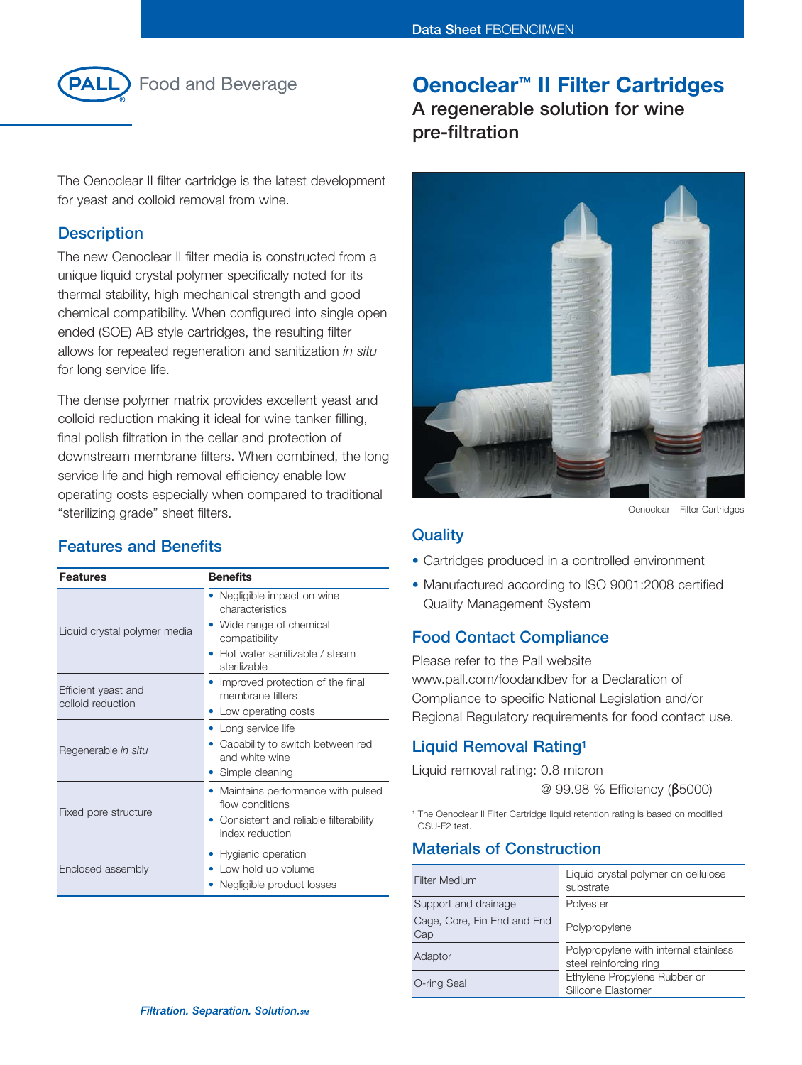Data Sheet FBOENCIIWEN

PALL Food and Beverage

# Oenoclear™ II Filter Cartridges

## A regenerable solution for wine pre-filtration

The Oenoclear II filter cartridge is the latest development for yeast and colloid removal from wine.

## Description

The new Oenoclear II filter media is constructed from a unique liquid crystal polymer specifically noted for its thermal stability, high mechanical strength and good chemical compatibility. When configured into single open ended (SOE) AB style cartridges, the resulting filter allows for repeated regeneration and sanitization *in situ* for long service life.

The dense polymer matrix provides excellent yeast and colloid reduction making it ideal for wine tanker filling, final polish filtration in the cellar and protection of downstream membrane filters. When combined, the long service life and high removal efficiency enable low operating costs especially when compared to traditional "sterilizing grade" sheet filters.

## Features and Benefits

| Features | Benefits |
|---|---|
| Liquid crystal polymer media | • Negligible impact on wine characteristics<br>• Wide range of chemical compatibility<br>• Hot water sanitizable / steam sterilizable |
| Efficient yeast and colloid reduction | • Improved protection of the final membrane filters<br>• Low operating costs |
| Regenerable *in situ* | • Long service life<br>• Capability to switch between red and white wine<br>• Simple cleaning |
| Fixed pore structure | • Maintains performance with pulsed flow conditions<br>• Consistent and reliable filterability index reduction |
| Enclosed assembly | • Hygienic operation<br>• Low hold up volume<br>• Negligible product losses |

Oenoclear II Filter Cartridges

## Quality

- Cartridges produced in a controlled environment
- Manufactured according to ISO 9001:2008 certified Quality Management System

## Food Contact Compliance

Please refer to the Pall website www.pall.com/foodandbev for a Declaration of Compliance to specific National Legislation and/or Regional Regulatory requirements for food contact use.

## Liquid Removal Rating[1]

Liquid removal rating: 0.8 micron
@ 99.98 % Efficiency ($\beta$5000)

[1] The Oenoclear II Filter Cartridge liquid retention rating is based on modified OSU-F2 test.

## Materials of Construction

| | |
|---|---|
| Filter Medium | Liquid crystal polymer on cellulose substrate |
| Support and drainage | Polyester |
| Cage, Core, Fin End and End Cap | Polypropylene |
| Adaptor | Polypropylene with internal stainless steel reinforcing ring |
| O-ring Seal | Ethylene Propylene Rubber or Silicone Elastomer |

*Filtration. Separation. Solution.*SM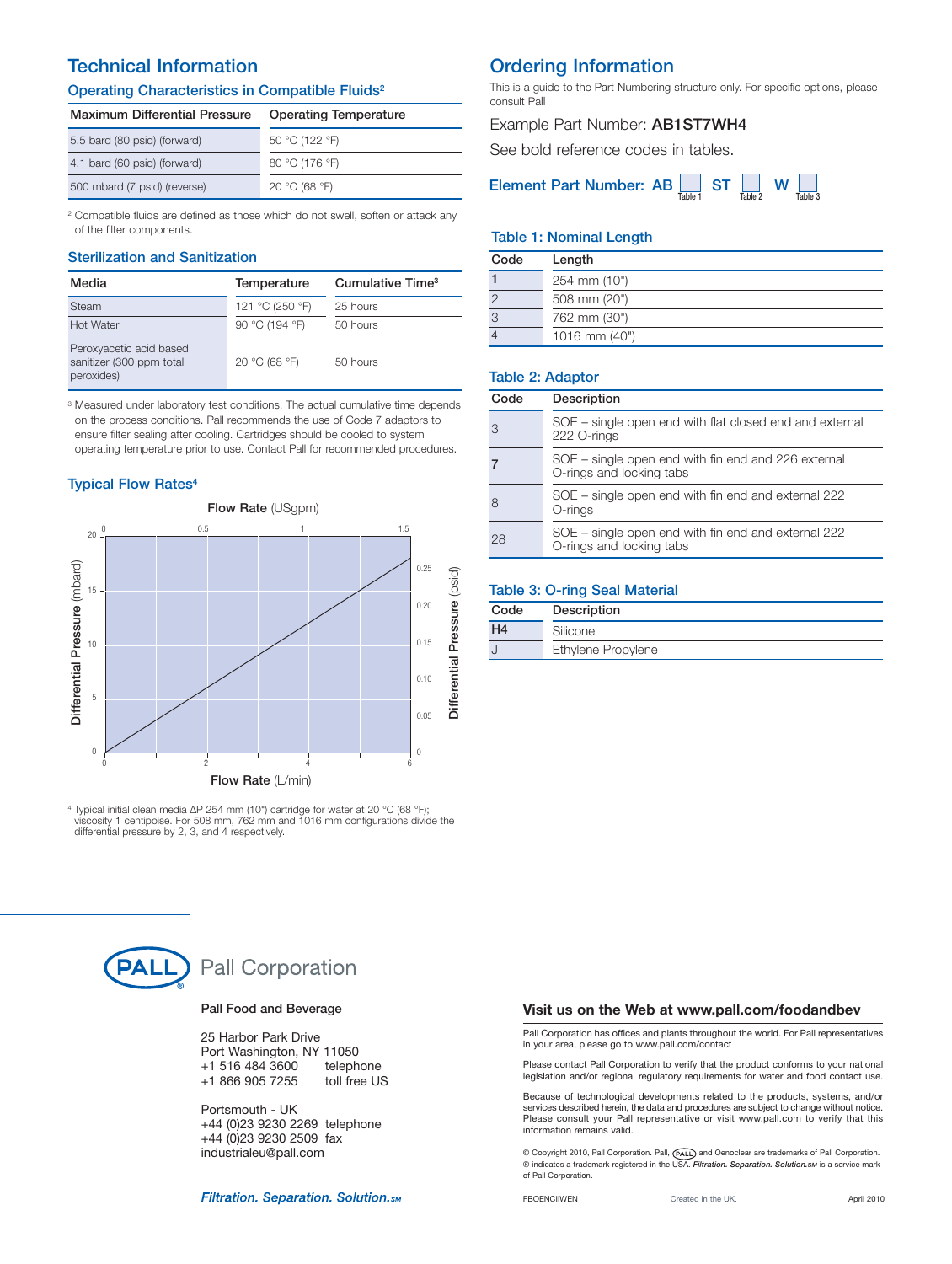# Technical Information

## Operating Characteristics in Compatible Fluids[2]

| Maximum Differential Pressure | Operating Temperature |
|---|---|
| 5.5 bard (80 psid) (forward) | 50 °C (122 °F) |
| 4.1 bard (60 psid) (forward) | 80 °C (176 °F) |
| 500 mbard (7 psid) (reverse) | 20 °C (68 °F) |

[2] Compatible fluids are defined as those which do not swell, soften or attack any of the filter components.

## Sterilization and Sanitization

| Media | Temperature | Cumulative Time[3] |
|---|---|---|
| Steam | 121 °C (250 °F) | 25 hours |
| Hot Water | 90 °C (194 °F) | 50 hours |
| Peroxyacetic acid based sanitizer (300 ppm total peroxides) | 20 °C (68 °F) | 50 hours |

[3] Measured under laboratory test conditions. The actual cumulative time depends on the process conditions. Pall recommends the use of Code 7 adaptors to ensure filter sealing after cooling. Cartridges should be cooled to system operating temperature prior to use. Contact Pall for recommended procedures.

## Typical Flow Rates[4]

Flow Rate (USgpm)

0 0.5 1 1.5

Differential Pressure (mbard)

20 15 10 5 0

Differential Pressure (psid)

0.25 0.20 0.15 0.10 0.05 0

0 2 4 6

Flow Rate (L/min)

[4] Typical initial clean media ΔP 254 mm (10") cartridge for water at 20 °C (68 °F); viscosity 1 centipoise. For 508 mm, 762 mm and 1016 mm configurations divide the differential pressure by 2, 3, and 4 respectively.

# Ordering Information

This is a guide to the Part Numbering structure only. For specific options, please consult Pall

Example Part Number: **AB1ST7WH4**

See bold reference codes in tables.

**Element Part Number: AB [Table 1] ST [Table 2] W [Table 3]**

## Table 1: Nominal Length

| Code | Length |
|---|---|
| **1** | 254 mm (10") |
| 2 | 508 mm (20") |
| 3 | 762 mm (30") |
| 4 | 1016 mm (40") |

## Table 2: Adaptor

| Code | Description |
|---|---|
| 3 | SOE – single open end with flat closed end and external 222 O-rings |
| **7** | SOE – single open end with fin end and 226 external O-rings and locking tabs |
| 8 | SOE – single open end with fin end and external 222 O-rings |
| 28 | SOE – single open end with fin end and external 222 O-rings and locking tabs |

## Table 3: O-ring Seal Material

| Code | Description |
|---|---|
| **H4** | Silicone |
| J | Ethylene Propylene |

Pall Corporation

Pall Food and Beverage

25 Harbor Park Drive
Port Washington, NY 11050
+1 516 484 3600 telephone
+1 866 905 7255 toll free US

Portsmouth - UK
+44 (0)23 9230 2269 telephone
+44 (0)23 9230 2509 fax
industrialeu@pall.com

***Filtration. Separation. Solution.SM***

**Visit us on the Web at www.pall.com/foodandbev**

Pall Corporation has offices and plants throughout the world. For Pall representatives in your area, please go to www.pall.com/contact

Please contact Pall Corporation to verify that the product conforms to your national legislation and/or regional regulatory requirements for water and food contact use.

Because of technological developments related to the products, systems, and/or services described herein, the data and procedures are subject to change without notice. Please consult your Pall representative or visit www.pall.com to verify that this information remains valid.

© Copyright 2010, Pall Corporation. Pall, (PALL) and Oenoclear are trademarks of Pall Corporation. ® indicates a trademark registered in the USA. *Filtration. Separation. Solution.SM* is a service mark of Pall Corporation.

FBOENCIIWEN Created in the UK. April 2010